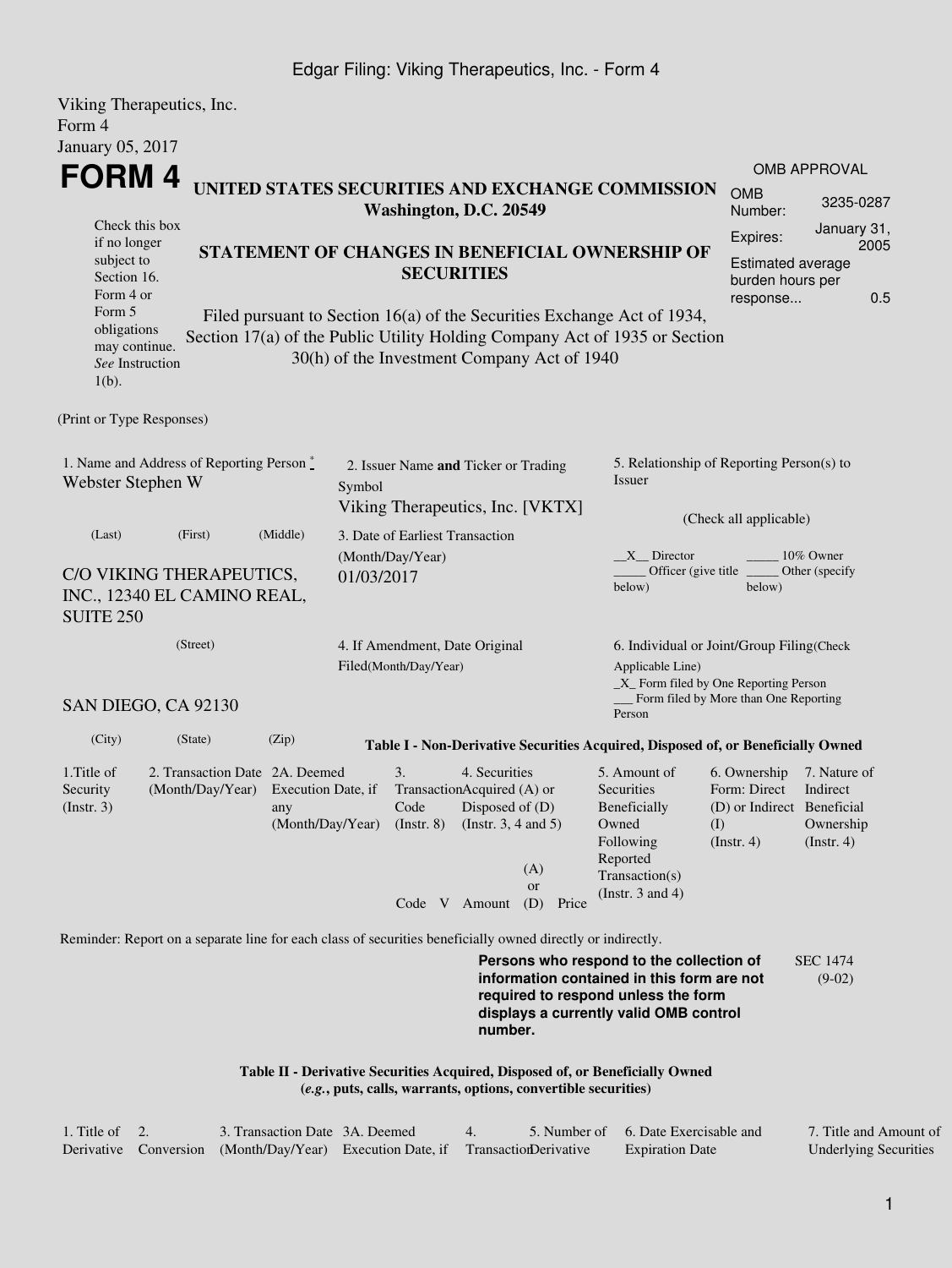Viking Therapeutics, Inc.
Form 4
January 05, 2017

# FORM 4

**UNITED STATES SECURITIES AND EXCHANGE COMMISSION**
**Washington, D.C. 20549**

Check this box if no longer subject to Section 16. Form 4 or Form 5 obligations may continue. *See* Instruction 1(b).

**STATEMENT OF CHANGES IN BENEFICIAL OWNERSHIP OF SECURITIES**

Filed pursuant to Section 16(a) of the Securities Exchange Act of 1934, Section 17(a) of the Public Utility Holding Company Act of 1935 or Section 30(h) of the Investment Company Act of 1940

| OMB APPROVAL | |
|---|---|
| OMB Number: | 3235-0287 |
| Expires: | January 31, 2005 |
| Estimated average burden hours per response... | 0.5 |

(Print or Type Responses)

1. Name and Address of Reporting Person *
Webster Stephen W

(Last) (First) (Middle)

C/O VIKING THERAPEUTICS, INC., 12340 EL CAMINO REAL, SUITE 250

(Street)

SAN DIEGO, CA 92130

(City) (State) (Zip)

2. Issuer Name **and** Ticker or Trading Symbol
Viking Therapeutics, Inc. [VKTX]

3. Date of Earliest Transaction (Month/Day/Year)
01/03/2017

4. If Amendment, Date Original Filed(Month/Day/Year)

5. Relationship of Reporting Person(s) to Issuer

(Check all applicable)

\_\_X\_\_ Director \_\_\_\_\_ 10% Owner
\_\_\_\_\_ Officer (give title below) \_\_\_\_\_ Other (specify below)

6. Individual or Joint/Group Filing(Check Applicable Line)
\_X\_ Form filed by One Reporting Person
\_\_\_ Form filed by More than One Reporting Person

**Table I - Non-Derivative Securities Acquired, Disposed of, or Beneficially Owned**

| 1.Title of Security (Instr. 3) | 2. Transaction Date (Month/Day/Year) | 2A. Deemed Execution Date, if any (Month/Day/Year) | 3. Transaction Code (Instr. 8) | | 4. Securities Acquired (A) or Disposed of (D) (Instr. 3, 4 and 5) | | | 5. Amount of Securities Beneficially Owned Following Reported Transaction(s) (Instr. 3 and 4) | 6. Ownership Form: Direct (D) or Indirect (I) (Instr. 4) | 7. Nature of Indirect Beneficial Ownership (Instr. 4) |
|---|---|---|---|---|---|---|---|---|---|---|
| | | | Code | V | Amount | (A) or (D) | Price | | | |

Reminder: Report on a separate line for each class of securities beneficially owned directly or indirectly.

**Persons who respond to the collection of information contained in this form are not required to respond unless the form displays a currently valid OMB control number.**

SEC 1474 (9-02)

**Table II - Derivative Securities Acquired, Disposed of, or Beneficially Owned**
**(*e.g.*, puts, calls, warrants, options, convertible securities)**

| 1. Title of Derivative | 2. Conversion | 3. Transaction Date (Month/Day/Year) | 3A. Deemed Execution Date, if | 4. Transaction | 5. Number of Derivative | 6. Date Exercisable and Expiration Date | 7. Title and Amount of Underlying Securities |
|---|---|---|---|---|---|---|---|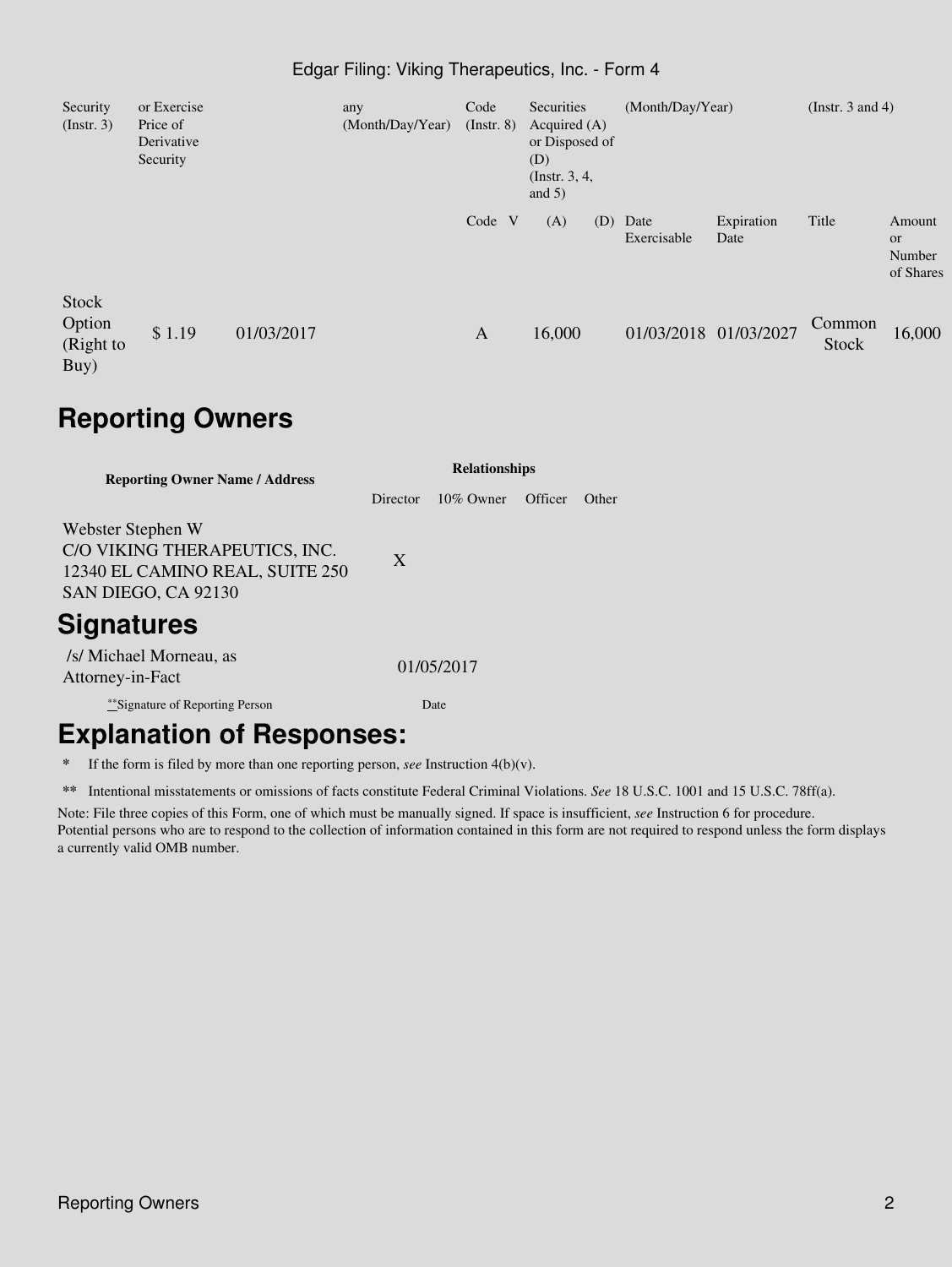| Security (Instr. 3) | or Exercise Price of Derivative Security | | any (Month/Day/Year) | Code (Instr. 8) | | Securities Acquired (A) or Disposed of (D) (Instr. 3, 4, and 5) | | (Month/Day/Year) | | (Instr. 3 and 4) | |
|---|---|---|---|---|---|---|---|---|---|---|---|
| | | | | Code | V | (A) | (D) | Date Exercisable | Expiration Date | Title | Amount or Number of Shares |
| Stock Option (Right to Buy) | $ 1.19 | 01/03/2017 | | A | | 16,000 | | 01/03/2018 | 01/03/2027 | Common Stock | 16,000 |

# Reporting Owners

| Reporting Owner Name / Address | Relationships | | | |
|---|---|---|---|---|
| | Director | 10% Owner | Officer | Other |
| Webster Stephen W<br>C/O VIKING THERAPEUTICS, INC.<br>12340 EL CAMINO REAL, SUITE 250<br>SAN DIEGO, CA 92130 | X | | | |

# Signatures

| | |
|---|---|
| /s/ Michael Morneau, as Attorney-in-Fact | 01/05/2017 |
| **Signature of Reporting Person | Date |

# Explanation of Responses:

- \* If the form is filed by more than one reporting person, *see* Instruction 4(b)(v).
- ** Intentional misstatements or omissions of facts constitute Federal Criminal Violations. *See* 18 U.S.C. 1001 and 15 U.S.C. 78ff(a).

Note: File three copies of this Form, one of which must be manually signed. If space is insufficient, *see* Instruction 6 for procedure.
Potential persons who are to respond to the collection of information contained in this form are not required to respond unless the form displays a currently valid OMB number.